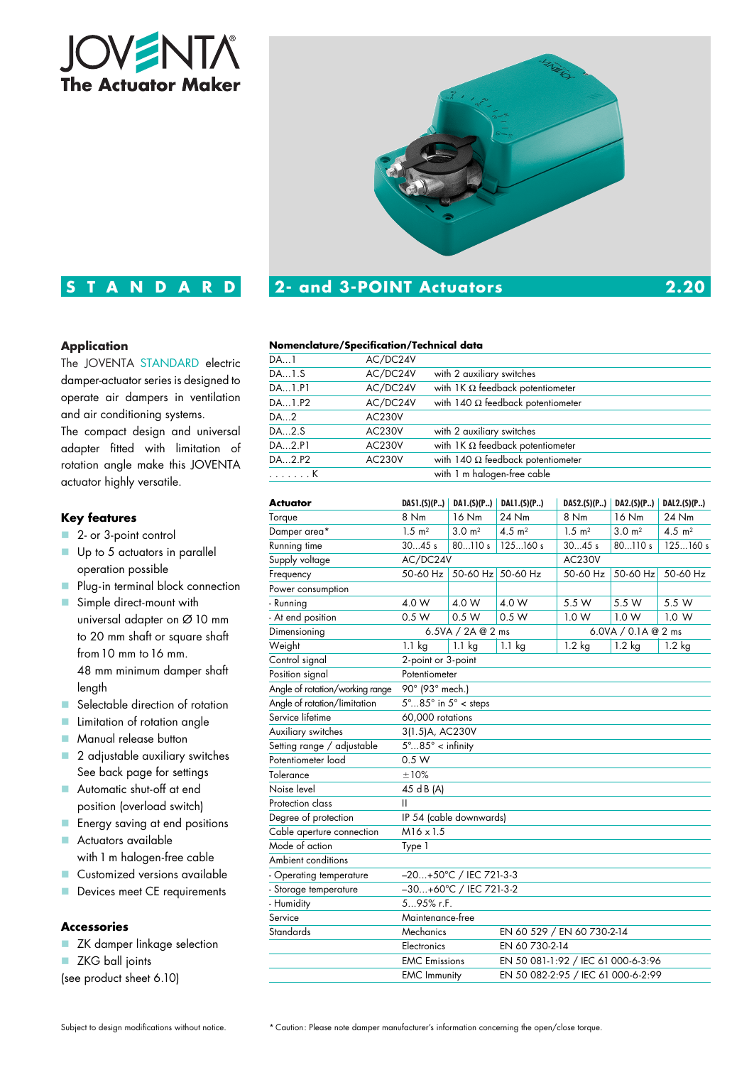# JOVENTA

**The Actuator Maker**

**S T A N D A R D**

## 2- and 3-POINT Actuators 2.20

### Application

The JOVENTA STANDARD electric damper-actuator series is designed to operate air dampers in ventilation and air conditioning systems.
The compact design and universal adapter fitted with limitation of rotation angle make this JOVENTA actuator highly versatile.

### Key features

- 2- or 3-point control
- Up to 5 actuators in parallel operation possible
- Plug-in terminal block connection
- Simple direct-mount with universal adapter on Ø 10 mm to 20 mm shaft or square shaft from 10 mm to 16 mm.
  48 mm minimum damper shaft length
- Selectable direction of rotation
- Limitation of rotation angle
- Manual release button
- 2 adjustable auxiliary switches
  See back page for settings
- Automatic shut-off at end position (overload switch)
- Energy saving at end positions
- Actuators available with 1 m halogen-free cable
- Customized versions available
- Devices meet CE requirements

### Accessories

- ZK damper linkage selection
- ZKG ball joints

(see product sheet 6.10)

### Nomenclature/Specification/Technical data

| | | |
|---|---|---|
| DA...1 | AC/DC24V | |
| DA...1.S | AC/DC24V | with 2 auxiliary switches |
| DA...1.P1 | AC/DC24V | with 1K Ω feedback potentiometer |
| DA...1.P2 | AC/DC24V | with 140 Ω feedback potentiometer |
| DA...2 | AC230V | |
| DA...2.S | AC230V | with 2 auxiliary switches |
| DA...2.P1 | AC230V | with 1K Ω feedback potentiometer |
| DA...2.P2 | AC230V | with 140 Ω feedback potentiometer |
| . . . . . . . K | | with 1 m halogen-free cable |

| **Actuator** | **DAS1.(S)(P..)** | **DA1.(S)(P..)** | **DAL1.(S)(P..)** | **DAS2.(S)(P..)** | **DA2.(S)(P..)** | **DAL2.(S)(P..)** |
|---|---|---|---|---|---|---|
| Torque | 8 Nm | 16 Nm | 24 Nm | 8 Nm | 16 Nm | 24 Nm |
| Damper area* | 1.5 m² | 3.0 m² | 4.5 m² | 1.5 m² | 3.0 m² | 4.5 m² |
| Running time | 30...45 s | 80...110 s | 125...160 s | 30...45 s | 80...110 s | 125...160 s |
| Supply voltage | AC/DC24V | | | AC230V | | |
| Frequency | 50-60 Hz | 50-60 Hz | 50-60 Hz | 50-60 Hz | 50-60 Hz | 50-60 Hz |
| Power consumption | | | | | | |
| - Running | 4.0 W | 4.0 W | 4.0 W | 5.5 W | 5.5 W | 5.5 W |
| - At end position | 0.5 W | 0.5 W | 0.5 W | 1.0 W | 1.0 W | 1.0 W |
| Dimensioning | 6.5VA / 2A @ 2 ms | | | 6.0VA / 0.1A @ 2 ms | | |
| Weight | 1.1 kg | 1.1 kg | 1.1 kg | 1.2 kg | 1.2 kg | 1.2 kg |
| Control signal | 2-point or 3-point | | | | | |
| Position signal | Potentiometer | | | | | |
| Angle of rotation/working range | 90° (93° mech.) | | | | | |
| Angle of rotation/limitation | 5°...85° in 5° < steps | | | | | |
| Service lifetime | 60,000 rotations | | | | | |
| Auxiliary switches | 3(1.5)A, AC230V | | | | | |
| Setting range / adjustable | 5°...85° < infinity | | | | | |
| Potentiometer load | 0.5 W | | | | | |
| Tolerance | ±10% | | | | | |
| Noise level | 45 d B (A) | | | | | |
| Protection class | II | | | | | |
| Degree of protection | IP 54 (cable downwards) | | | | | |
| Cable aperture connection | M16 x 1.5 | | | | | |
| Mode of action | Type 1 | | | | | |
| Ambient conditions | | | | | | |
| - Operating temperature | –20...+50°C / IEC 721-3-3 | | | | | |
| - Storage temperature | –30...+60°C / IEC 721-3-2 | | | | | |
| - Humidity | 5...95% r.F. | | | | | |
| Service | Maintenance-free | | | | | |
| Standards | Mechanics | EN 60 529 / EN 60 730-2-14 | | | | |
| | Electronics | EN 60 730-2-14 | | | | |
| | EMC Emissions | EN 50 081-1:92 / IEC 61 000-6-3:96 | | | | |
| | EMC Immunity | EN 50 082-2:95 / IEC 61 000-6-2:99 | | | | |

Subject to design modifications without notice.

* Caution: Please note damper manufacturer's information concerning the open/close torque.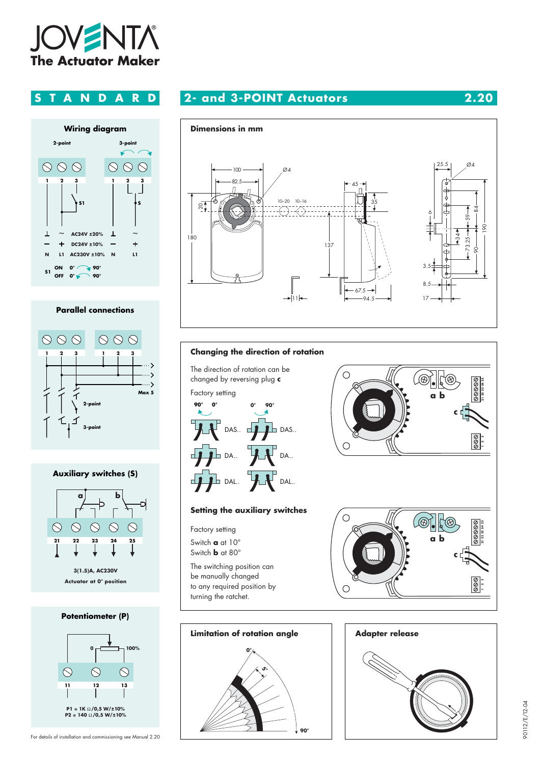# JOVENTA

**The Actuator Maker**

## STANDARD

## 2- and 3-POINT Actuators 2.20

### Wiring diagram

2-point

3-point

1 2 3

1 2 3

S1

S

AC24V ±20%

DC24V ±10%

N L1 AC230V ±10% N L1

S1 ON 0° 90°

OFF 0° 90°

### Parallel connections

1 2 3

1 2 3

Max 5

2-point

3-point

### Auxiliary switches (S)

a b

21 22 23 24 25

3(1.5)A, AC230V

Actuator at 0° position

### Potentiometer (P)

0 100%

11 12 13

P1 = 1K Ω/0,5 W/±10%

P2 = 140 Ω/0,5 W/±10%

For details of installation and commissioning see Manual 2.20

### Dimensions in mm

100

82.5

Ø4

20

180

10–20 10–16

45

35

137

11

67.5

94.5

25.5

Ø4

6

59

84

34

73.25

90

190

3.5

8.5

17

### Changing the direction of rotation

The direction of rotation can be changed by reversing plug **c**

Factory setting

90° 0°

0° 90°

DAS..

DAS..

DA..

DA..

DAL..

DAL..

a b

c

### Setting the auxiliary switches

Factory setting

Switch **a** at 10°

Switch **b** at 80°

The switching position can be manually changed to any required position by turning the ratchet.

a b

c

### Limitation of rotation angle

0°

5°

90°

### Adapter release

90112/E/12-04